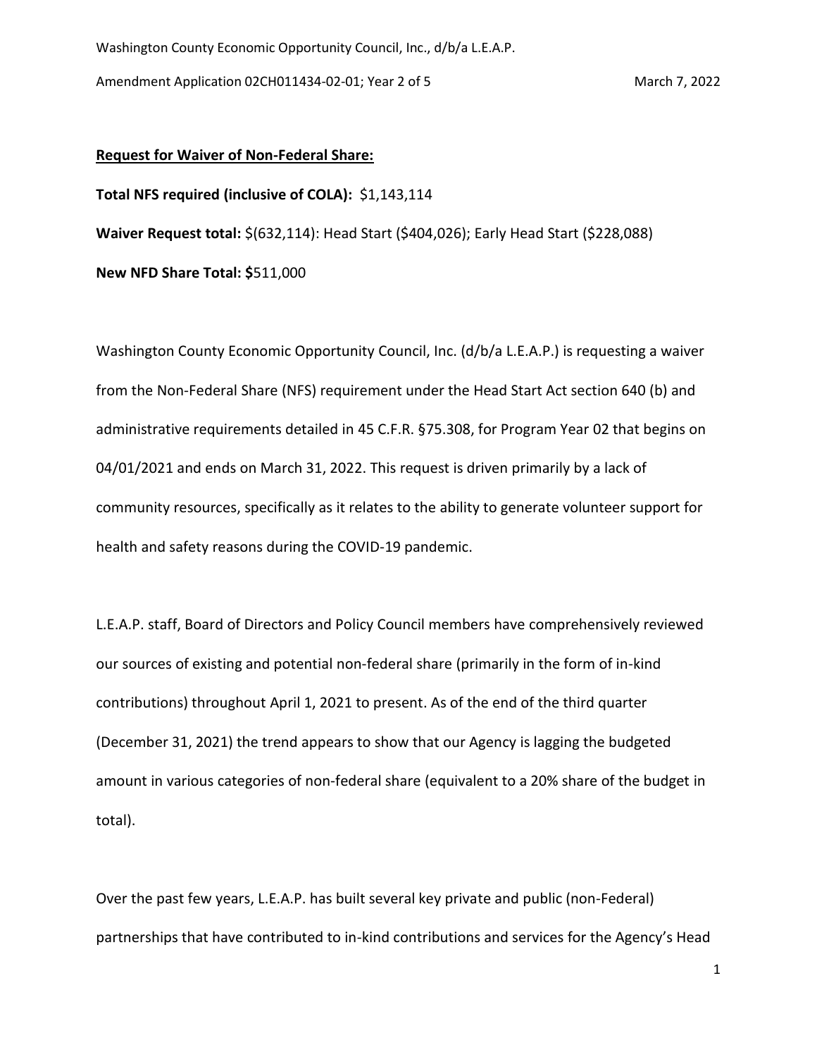**Request for Waiver of Non-Federal Share:**

**Total NFS required (inclusive of COLA):** $1,143,114

**Waiver Request total:** $(632,114): Head Start ($404,026); Early Head Start ($228,088)

**New NFD Share Total: $**511,000

Washington County Economic Opportunity Council, Inc. (d/b/a L.E.A.P.) is requesting a waiver from the Non-Federal Share (NFS) requirement under the Head Start Act section 640 (b) and administrative requirements detailed in 45 C.F.R. §75.308, for Program Year 02 that begins on 04/01/2021 and ends on March 31, 2022. This request is driven primarily by a lack of community resources, specifically as it relates to the ability to generate volunteer support for health and safety reasons during the COVID-19 pandemic.

L.E.A.P. staff, Board of Directors and Policy Council members have comprehensively reviewed our sources of existing and potential non-federal share (primarily in the form of in-kind contributions) throughout April 1, 2021 to present. As of the end of the third quarter (December 31, 2021) the trend appears to show that our Agency is lagging the budgeted amount in various categories of non-federal share (equivalent to a 20% share of the budget in total).

Over the past few years, L.E.A.P. has built several key private and public (non-Federal) partnerships that have contributed to in-kind contributions and services for the Agency's Head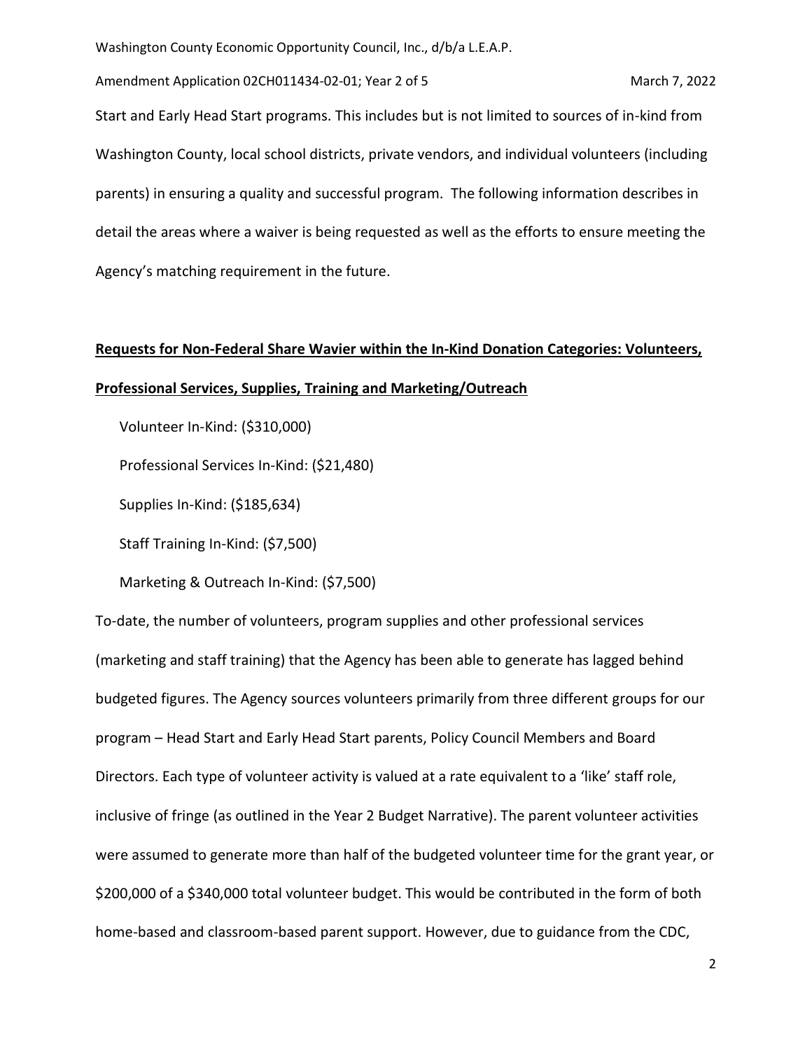Start and Early Head Start programs. This includes but is not limited to sources of in-kind from Washington County, local school districts, private vendors, and individual volunteers (including parents) in ensuring a quality and successful program. The following information describes in detail the areas where a waiver is being requested as well as the efforts to ensure meeting the Agency's matching requirement in the future.

**Requests for Non-Federal Share Wavier within the In-Kind Donation Categories: Volunteers, Professional Services, Supplies, Training and Marketing/Outreach**

Volunteer In-Kind: ($310,000)

Professional Services In-Kind: ($21,480)

Supplies In-Kind: ($185,634)

Staff Training In-Kind: ($7,500)

Marketing & Outreach In-Kind: ($7,500)

To-date, the number of volunteers, program supplies and other professional services (marketing and staff training) that the Agency has been able to generate has lagged behind budgeted figures. The Agency sources volunteers primarily from three different groups for our program – Head Start and Early Head Start parents, Policy Council Members and Board Directors. Each type of volunteer activity is valued at a rate equivalent to a 'like' staff role, inclusive of fringe (as outlined in the Year 2 Budget Narrative). The parent volunteer activities were assumed to generate more than half of the budgeted volunteer time for the grant year, or $200,000 of a $340,000 total volunteer budget. This would be contributed in the form of both home-based and classroom-based parent support. However, due to guidance from the CDC,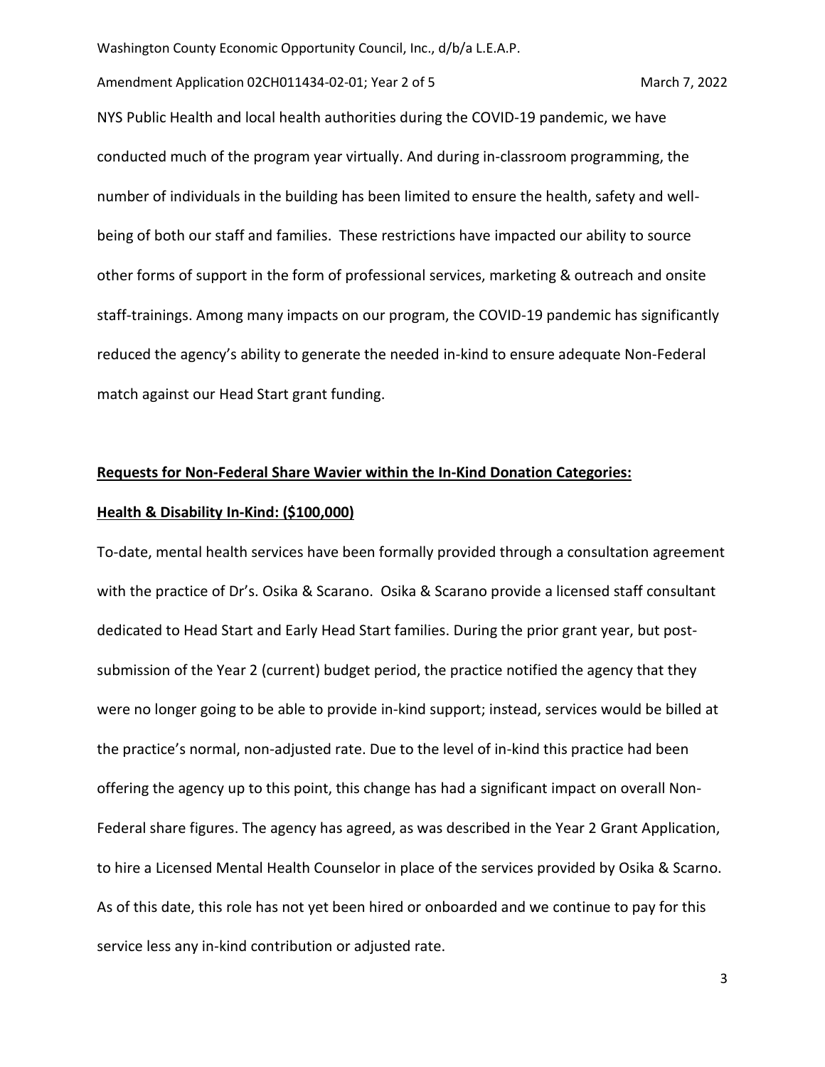NYS Public Health and local health authorities during the COVID-19 pandemic, we have conducted much of the program year virtually. And during in-classroom programming, the number of individuals in the building has been limited to ensure the health, safety and well-being of both our staff and families. These restrictions have impacted our ability to source other forms of support in the form of professional services, marketing & outreach and onsite staff-trainings. Among many impacts on our program, the COVID-19 pandemic has significantly reduced the agency's ability to generate the needed in-kind to ensure adequate Non-Federal match against our Head Start grant funding.

**Requests for Non-Federal Share Wavier within the In-Kind Donation Categories:**

**Health & Disability In-Kind: ($100,000)**

To-date, mental health services have been formally provided through a consultation agreement with the practice of Dr's. Osika & Scarano. Osika & Scarano provide a licensed staff consultant dedicated to Head Start and Early Head Start families. During the prior grant year, but post-submission of the Year 2 (current) budget period, the practice notified the agency that they were no longer going to be able to provide in-kind support; instead, services would be billed at the practice's normal, non-adjusted rate. Due to the level of in-kind this practice had been offering the agency up to this point, this change has had a significant impact on overall Non-Federal share figures. The agency has agreed, as was described in the Year 2 Grant Application, to hire a Licensed Mental Health Counselor in place of the services provided by Osika & Scarno. As of this date, this role has not yet been hired or onboarded and we continue to pay for this service less any in-kind contribution or adjusted rate.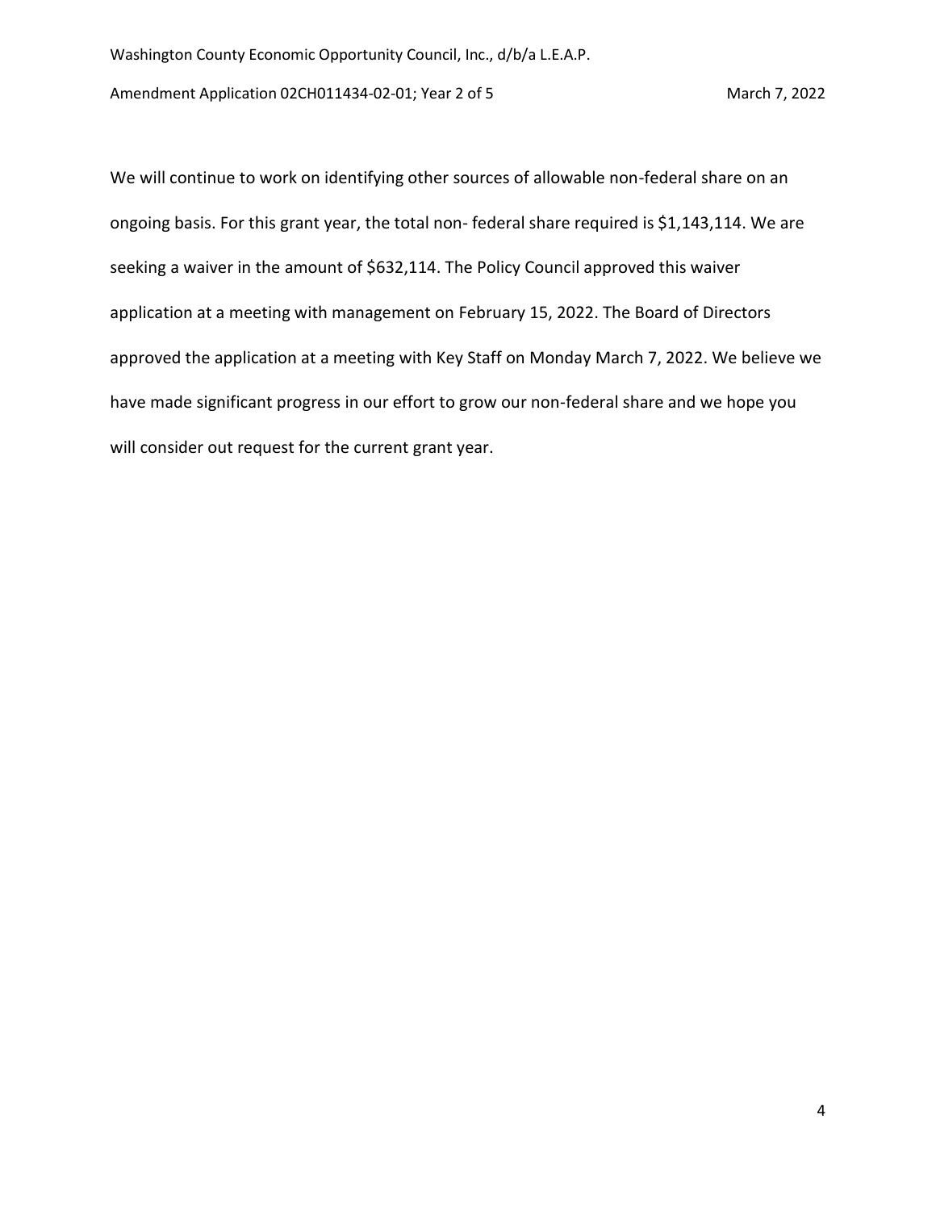We will continue to work on identifying other sources of allowable non-federal share on an ongoing basis. For this grant year, the total non- federal share required is $1,143,114. We are seeking a waiver in the amount of $632,114. The Policy Council approved this waiver application at a meeting with management on February 15, 2022. The Board of Directors approved the application at a meeting with Key Staff on Monday March 7, 2022. We believe we have made significant progress in our effort to grow our non-federal share and we hope you will consider out request for the current grant year.